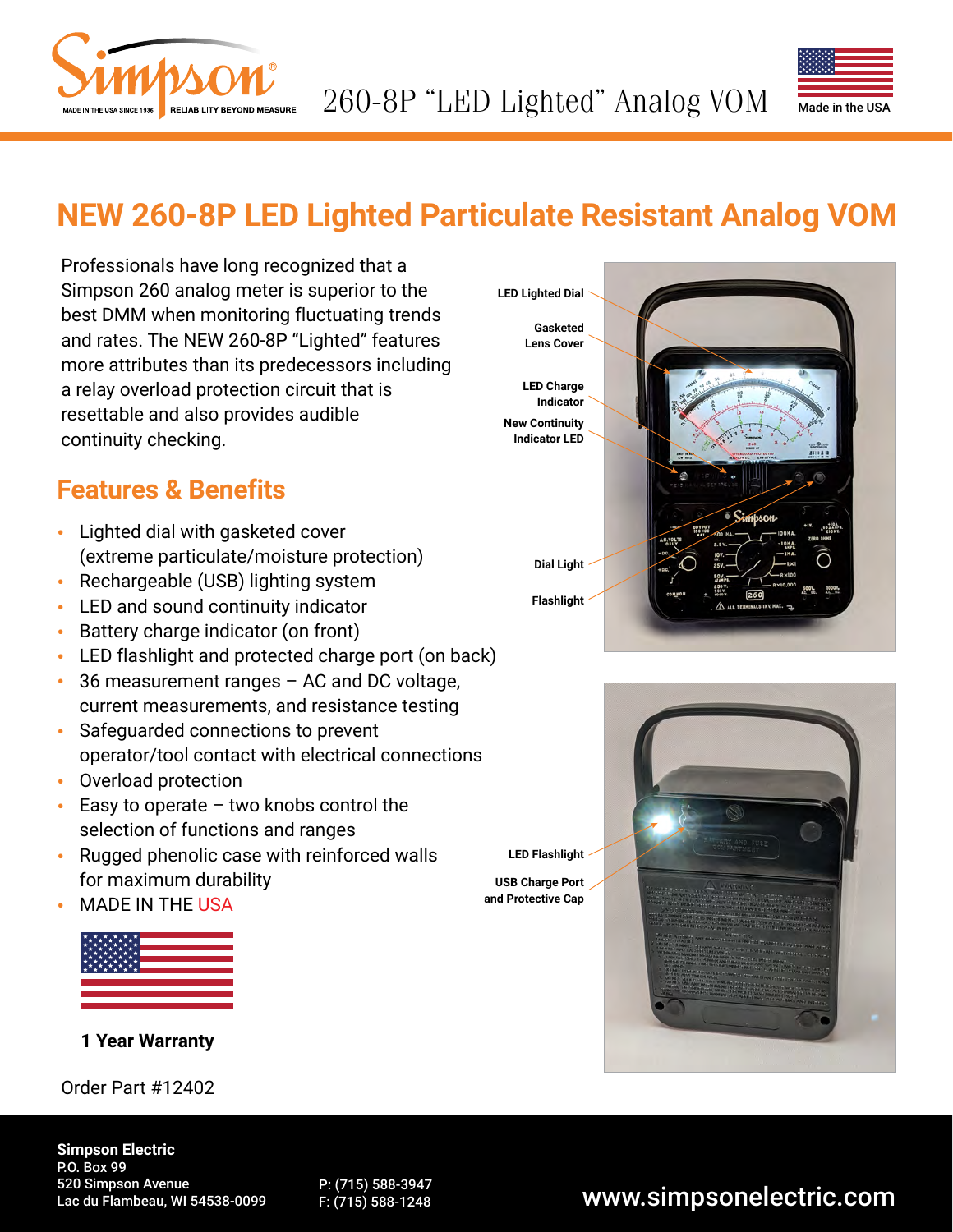# 260-8P "LED Lighted" Analog VOM

Made in the USA

## NEW 260-8P LED Lighted Particulate Resistant Analog VOM

Professionals have long recognized that a Simpson 260 analog meter is superior to the best DMM when monitoring fluctuating trends and rates. The NEW 260-8P "Lighted" features more attributes than its predecessors including a relay overload protection circuit that is resettable and also provides audible continuity checking.

### Features & Benefits

- Lighted dial with gasketed cover (extreme particulate/moisture protection)
- Rechargeable (USB) lighting system
- LED and sound continuity indicator
- Battery charge indicator (on front)
- LED flashlight and protected charge port (on back)
- 36 measurement ranges – AC and DC voltage, current measurements, and resistance testing
- Safeguarded connections to prevent operator/tool contact with electrical connections
- Overload protection
- Easy to operate – two knobs control the selection of functions and ranges
- Rugged phenolic case with reinforced walls for maximum durability
- MADE IN THE USA

**1 Year Warranty**

Order Part #12402

LED Lighted Dial

Gasketed Lens Cover

LED Charge Indicator

New Continuity Indicator LED

Dial Light

Flashlight

LED Flashlight

USB Charge Port and Protective Cap

**Simpson Electric**
P.O. Box 99
520 Simpson Avenue
Lac du Flambeau, WI 54538-0099

P: (715) 588-3947
F: (715) 588-1248

www.simpsonelectric.com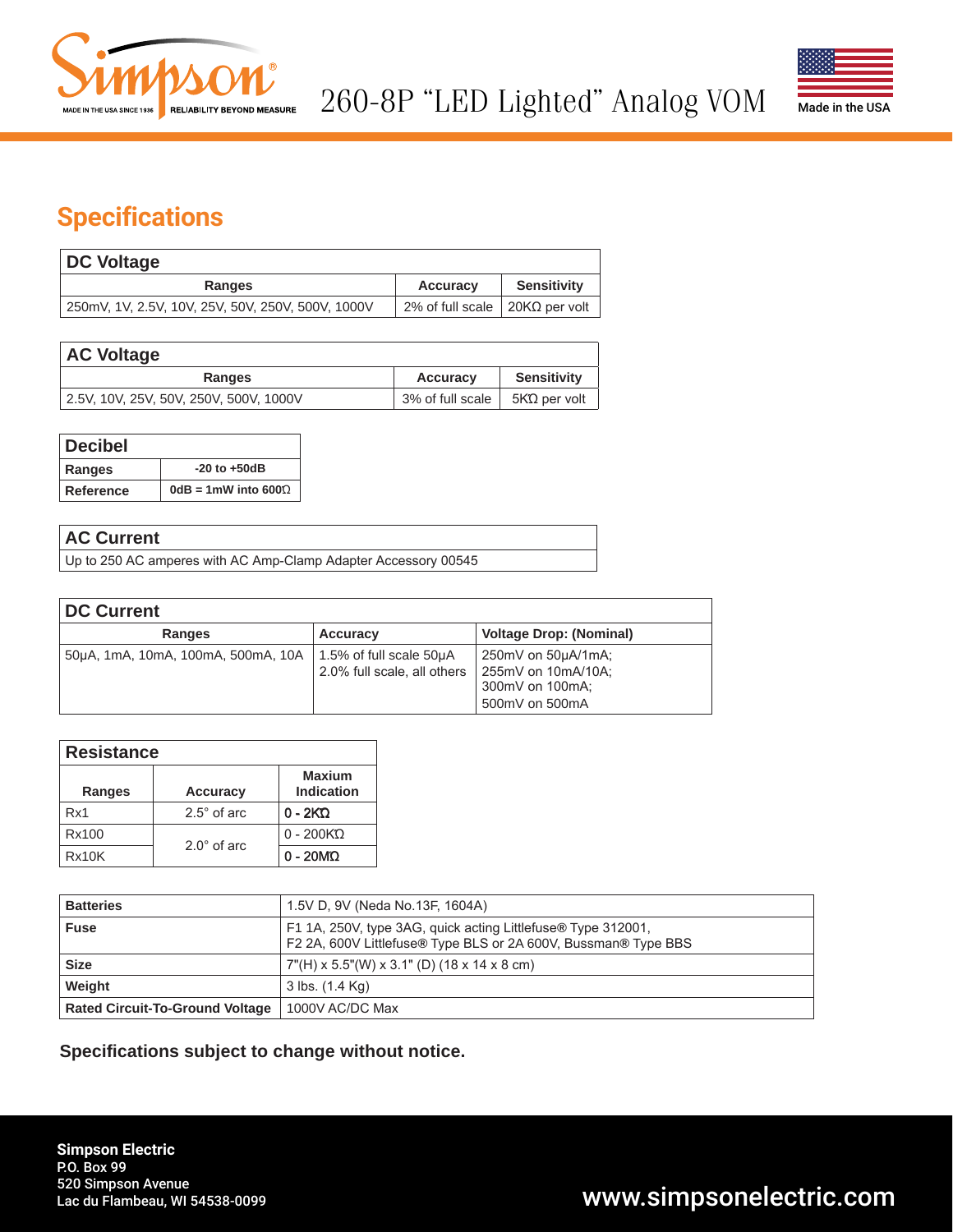# Specifications

| DC Voltage | | |
|---|---|---|
| **Ranges** | **Accuracy** | **Sensitivity** |
| 250mV, 1V, 2.5V, 10V, 25V, 50V, 250V, 500V, 1000V | 2% of full scale | 20KΩ per volt |

| AC Voltage | | |
|---|---|---|
| **Ranges** | **Accuracy** | **Sensitivity** |
| 2.5V, 10V, 25V, 50V, 250V, 500V, 1000V | 3% of full scale | 5KΩ per volt |

| Decibel | |
|---|---|
| **Ranges** | **-20 to +50dB** |
| **Reference** | **0dB = 1mW into 600Ω** |

| AC Current |
|---|
| Up to 250 AC amperes with AC Amp-Clamp Adapter Accessory 00545 |

| DC Current | | |
|---|---|---|
| **Ranges** | **Accuracy** | **Voltage Drop: (Nominal)** |
| 50µA, 1mA, 10mA, 100mA, 500mA, 10A | 1.5% of full scale 50µA<br>2.0% full scale, all others | 250mV on 50µA/1mA;<br>255mV on 10mA/10A;<br>300mV on 100mA;<br>500mV on 500mA |

| Resistance | | |
|---|---|---|
| **Ranges** | **Accuracy** | **Maxium Indication** |
| Rx1 | 2.5° of arc | 0 - 2KΩ |
| Rx100 | 2.0° of arc | 0 - 200KΩ |
| Rx10K | | 0 - 20MΩ |

| | |
|---|---|
| **Batteries** | 1.5V D, 9V (Neda No.13F, 1604A) |
| **Fuse** | F1 1A, 250V, type 3AG, quick acting Littlefuse® Type 312001,<br>F2 2A, 600V Littlefuse® Type BLS or 2A 600V, Bussman® Type BBS |
| **Size** | 7"(H) x 5.5"(W) x 3.1" (D) (18 x 14 x 8 cm) |
| **Weight** | 3 lbs. (1.4 Kg) |
| **Rated Circuit-To-Ground Voltage** | 1000V AC/DC Max |

**Specifications subject to change without notice.**

**Simpson Electric**
P.O. Box 99
520 Simpson Avenue
Lac du Flambeau, WI 54538-0099

www.simpsonelectric.com